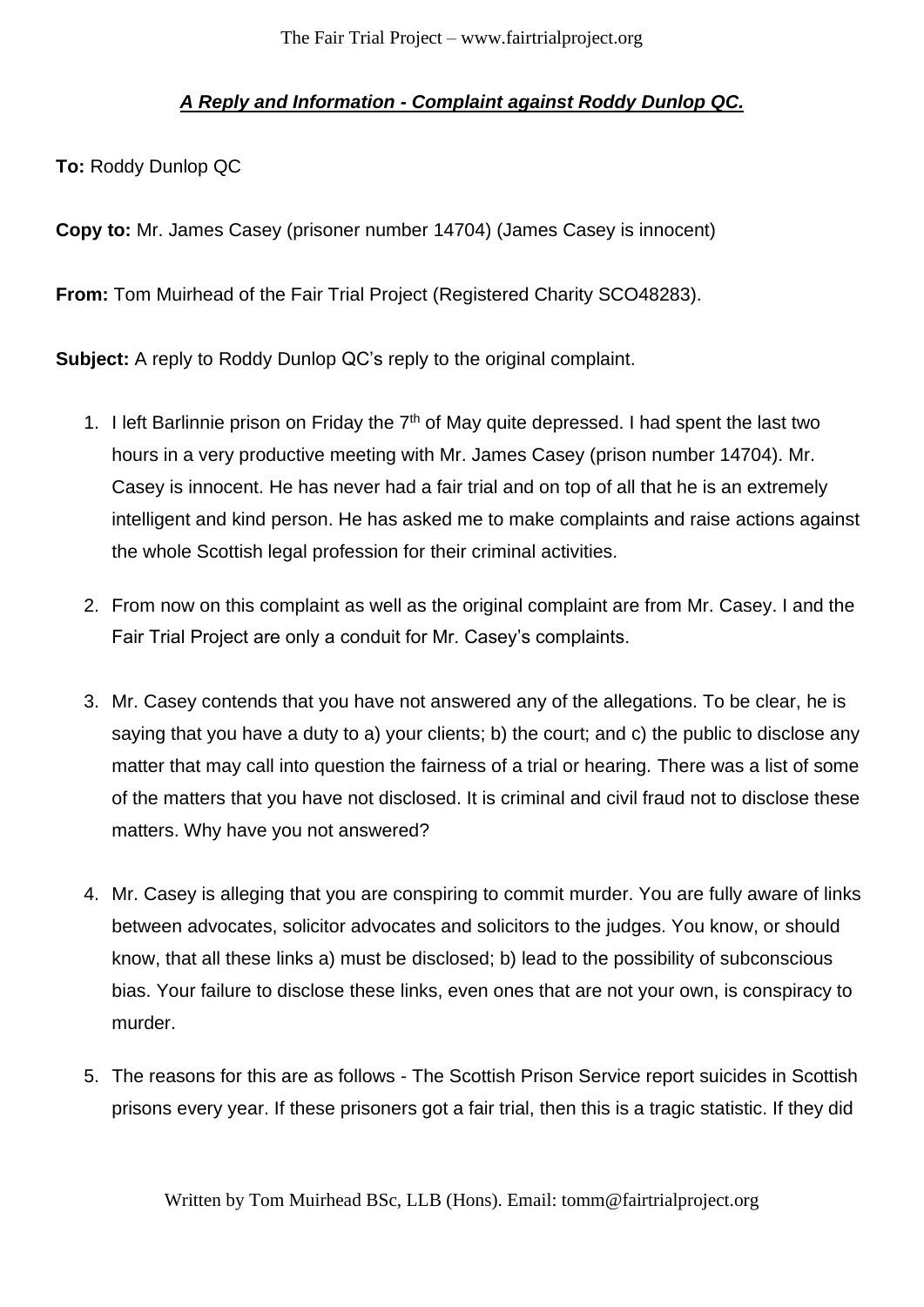## ***A Reply and Information - Complaint against Roddy Dunlop QC.***

**To:** Roddy Dunlop QC

**Copy to:** Mr. James Casey (prisoner number 14704) (James Casey is innocent)

**From:** Tom Muirhead of the Fair Trial Project (Registered Charity SCO48283).

**Subject:** A reply to Roddy Dunlop QC's reply to the original complaint.

1. I left Barlinnie prison on Friday the 7th of May quite depressed. I had spent the last two hours in a very productive meeting with Mr. James Casey (prison number 14704). Mr. Casey is innocent. He has never had a fair trial and on top of all that he is an extremely intelligent and kind person. He has asked me to make complaints and raise actions against the whole Scottish legal profession for their criminal activities.

2. From now on this complaint as well as the original complaint are from Mr. Casey. I and the Fair Trial Project are only a conduit for Mr. Casey's complaints.

3. Mr. Casey contends that you have not answered any of the allegations. To be clear, he is saying that you have a duty to a) your clients; b) the court; and c) the public to disclose any matter that may call into question the fairness of a trial or hearing. There was a list of some of the matters that you have not disclosed. It is criminal and civil fraud not to disclose these matters. Why have you not answered?

4. Mr. Casey is alleging that you are conspiring to commit murder. You are fully aware of links between advocates, solicitor advocates and solicitors to the judges. You know, or should know, that all these links a) must be disclosed; b) lead to the possibility of subconscious bias. Your failure to disclose these links, even ones that are not your own, is conspiracy to murder.

5. The reasons for this are as follows - The Scottish Prison Service report suicides in Scottish prisons every year. If these prisoners got a fair trial, then this is a tragic statistic. If they did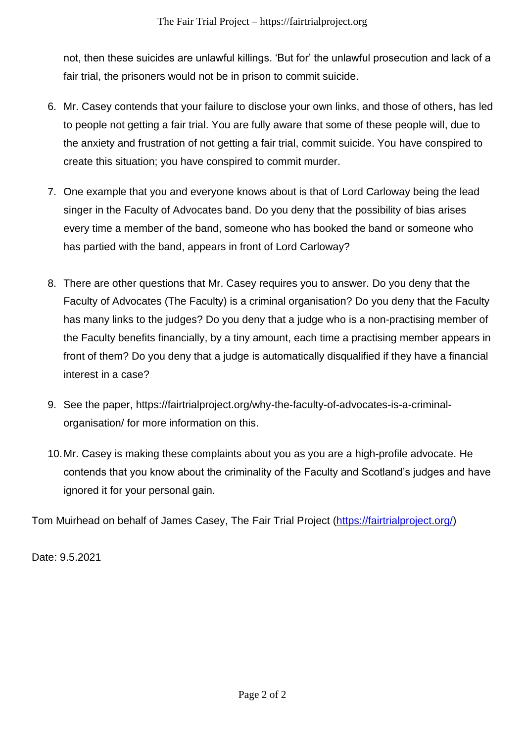not, then these suicides are unlawful killings. 'But for' the unlawful prosecution and lack of a fair trial, the prisoners would not be in prison to commit suicide.

6. Mr. Casey contends that your failure to disclose your own links, and those of others, has led to people not getting a fair trial. You are fully aware that some of these people will, due to the anxiety and frustration of not getting a fair trial, commit suicide. You have conspired to create this situation; you have conspired to commit murder.

7. One example that you and everyone knows about is that of Lord Carloway being the lead singer in the Faculty of Advocates band. Do you deny that the possibility of bias arises every time a member of the band, someone who has booked the band or someone who has partied with the band, appears in front of Lord Carloway?

8. There are other questions that Mr. Casey requires you to answer. Do you deny that the Faculty of Advocates (The Faculty) is a criminal organisation? Do you deny that the Faculty has many links to the judges? Do you deny that a judge who is a non-practising member of the Faculty benefits financially, by a tiny amount, each time a practising member appears in front of them? Do you deny that a judge is automatically disqualified if they have a financial interest in a case?

9. See the paper, https://fairtrialproject.org/why-the-faculty-of-advocates-is-a-criminal-organisation/ for more information on this.

10. Mr. Casey is making these complaints about you as you are a high-profile advocate. He contends that you know about the criminality of the Faculty and Scotland's judges and have ignored it for your personal gain.

Tom Muirhead on behalf of James Casey, The Fair Trial Project (https://fairtrialproject.org/)

Date: 9.5.2021